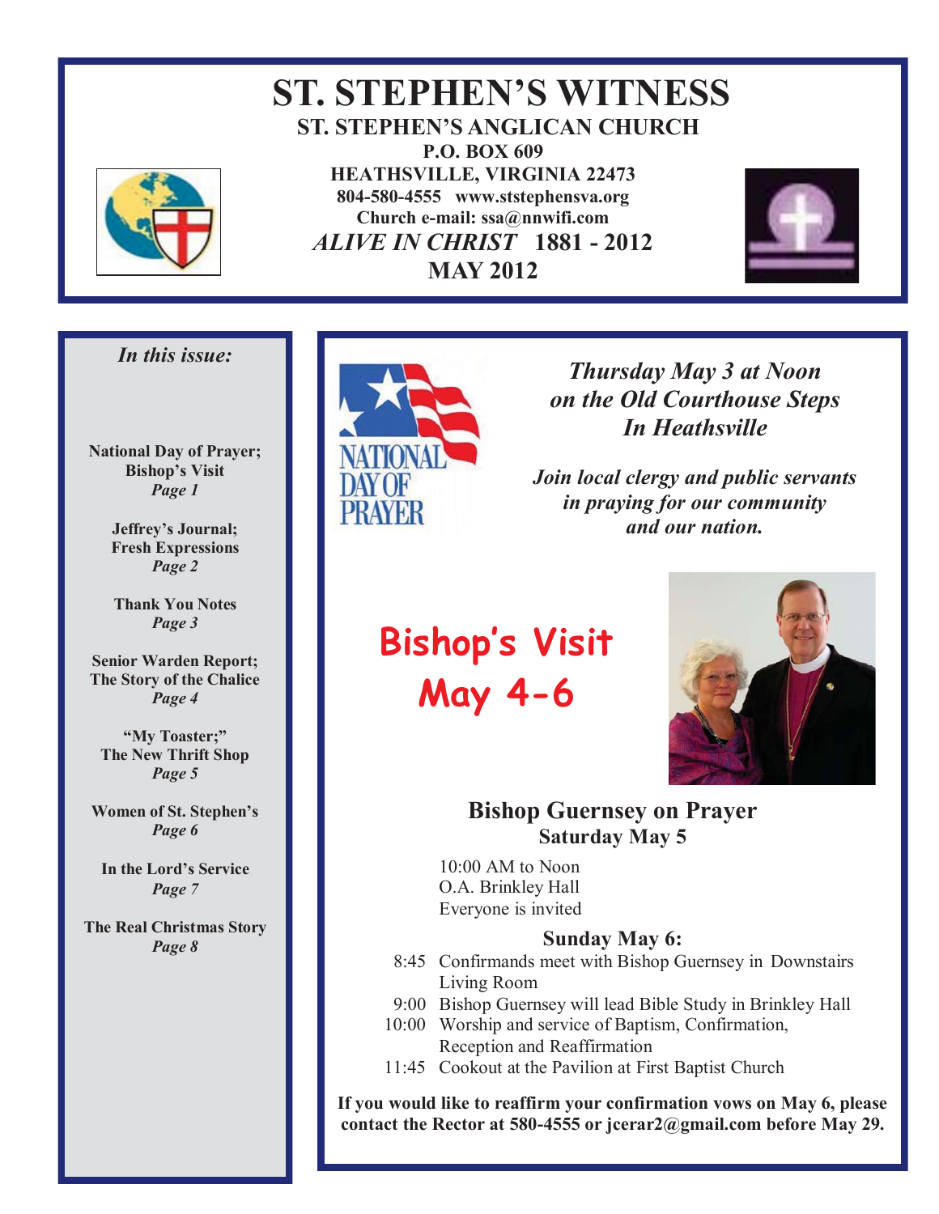# ST. STEPHEN'S WITNESS

**ST. STEPHEN'S ANGLICAN CHURCH**
**P.O. BOX 609**
**HEATHSVILLE, VIRGINIA 22473**
**804-580-4555 www.ststephensva.org**
**Church e-mail: ssa@nnwifi.com**
***ALIVE IN CHRIST*** **1881 - 2012**
**MAY 2012**

*In this issue:*

**National Day of Prayer; Bishop's Visit**
*Page 1*

**Jeffrey's Journal; Fresh Expressions**
*Page 2*

**Thank You Notes**
*Page 3*

**Senior Warden Report; The Story of the Chalice**
*Page 4*

**"My Toaster;" The New Thrift Shop**
*Page 5*

**Women of St. Stephen's**
*Page 6*

**In the Lord's Service**
*Page 7*

**The Real Christmas Story**
*Page 8*

NATIONAL DAY OF PRAYER

***Thursday May 3 at Noon on the Old Courthouse Steps In Heathsville***

***Join local clergy and public servants in praying for our community and our nation.***

## Bishop's Visit May 4-6

### Bishop Guernsey on Prayer
**Saturday May 5**

10:00 AM to Noon
O.A. Brinkley Hall
Everyone is invited

**Sunday May 6:**

- 8:45 Confirmands meet with Bishop Guernsey in Downstairs Living Room
- 9:00 Bishop Guernsey will lead Bible Study in Brinkley Hall
- 10:00 Worship and service of Baptism, Confirmation, Reception and Reaffirmation
- 11:45 Cookout at the Pavilion at First Baptist Church

**If you would like to reaffirm your confirmation vows on May 6, please contact the Rector at 580-4555 or jcerar2@gmail.com before May 29.**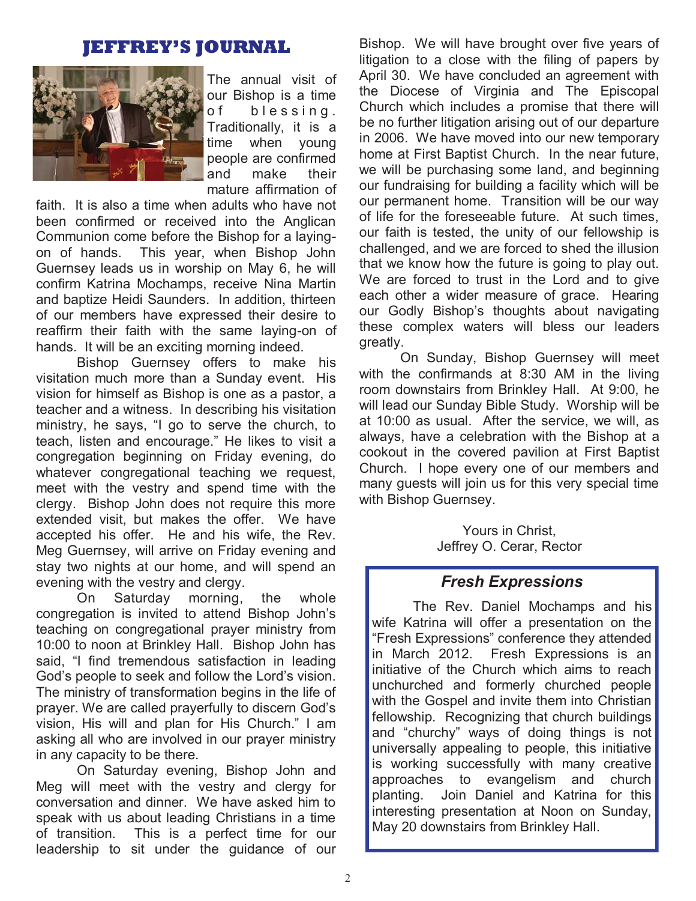## JEFFREY'S JOURNAL

The annual visit of our Bishop is a time of blessing. Traditionally, it is a time when young people are confirmed and make their mature affirmation of faith. It is also a time when adults who have not been confirmed or received into the Anglican Communion come before the Bishop for a laying-on of hands. This year, when Bishop John Guernsey leads us in worship on May 6, he will confirm Katrina Mochamps, receive Nina Martin and baptize Heidi Saunders. In addition, thirteen of our members have expressed their desire to reaffirm their faith with the same laying-on of hands. It will be an exciting morning indeed.

Bishop Guernsey offers to make his visitation much more than a Sunday event. His vision for himself as Bishop is one as a pastor, a teacher and a witness. In describing his visitation ministry, he says, "I go to serve the church, to teach, listen and encourage." He likes to visit a congregation beginning on Friday evening, do whatever congregational teaching we request, meet with the vestry and spend time with the clergy. Bishop John does not require this more extended visit, but makes the offer. We have accepted his offer. He and his wife, the Rev. Meg Guernsey, will arrive on Friday evening and stay two nights at our home, and will spend an evening with the vestry and clergy.

On Saturday morning, the whole congregation is invited to attend Bishop John's teaching on congregational prayer ministry from 10:00 to noon at Brinkley Hall. Bishop John has said, "I find tremendous satisfaction in leading God's people to seek and follow the Lord's vision. The ministry of transformation begins in the life of prayer. We are called prayerfully to discern God's vision, His will and plan for His Church." I am asking all who are involved in our prayer ministry in any capacity to be there.

On Saturday evening, Bishop John and Meg will meet with the vestry and clergy for conversation and dinner. We have asked him to speak with us about leading Christians in a time of transition. This is a perfect time for our leadership to sit under the guidance of our Bishop. We will have brought over five years of litigation to a close with the filing of papers by April 30. We have concluded an agreement with the Diocese of Virginia and The Episcopal Church which includes a promise that there will be no further litigation arising out of our departure in 2006. We have moved into our new temporary home at First Baptist Church. In the near future, we will be purchasing some land, and beginning our fundraising for building a facility which will be our permanent home. Transition will be our way of life for the foreseeable future. At such times, our faith is tested, the unity of our fellowship is challenged, and we are forced to shed the illusion that we know how the future is going to play out. We are forced to trust in the Lord and to give each other a wider measure of grace. Hearing our Godly Bishop's thoughts about navigating these complex waters will bless our leaders greatly.

On Sunday, Bishop Guernsey will meet with the confirmands at 8:30 AM in the living room downstairs from Brinkley Hall. At 9:00, he will lead our Sunday Bible Study. Worship will be at 10:00 as usual. After the service, we will, as always, have a celebration with the Bishop at a cookout in the covered pavilion at First Baptist Church. I hope every one of our members and many guests will join us for this very special time with Bishop Guernsey.

Yours in Christ,
Jeffrey O. Cerar, Rector

### *Fresh Expressions*

The Rev. Daniel Mochamps and his wife Katrina will offer a presentation on the "Fresh Expressions" conference they attended in March 2012. Fresh Expressions is an initiative of the Church which aims to reach unchurched and formerly churched people with the Gospel and invite them into Christian fellowship. Recognizing that church buildings and "churchy" ways of doing things is not universally appealing to people, this initiative is working successfully with many creative approaches to evangelism and church planting. Join Daniel and Katrina for this interesting presentation at Noon on Sunday, May 20 downstairs from Brinkley Hall.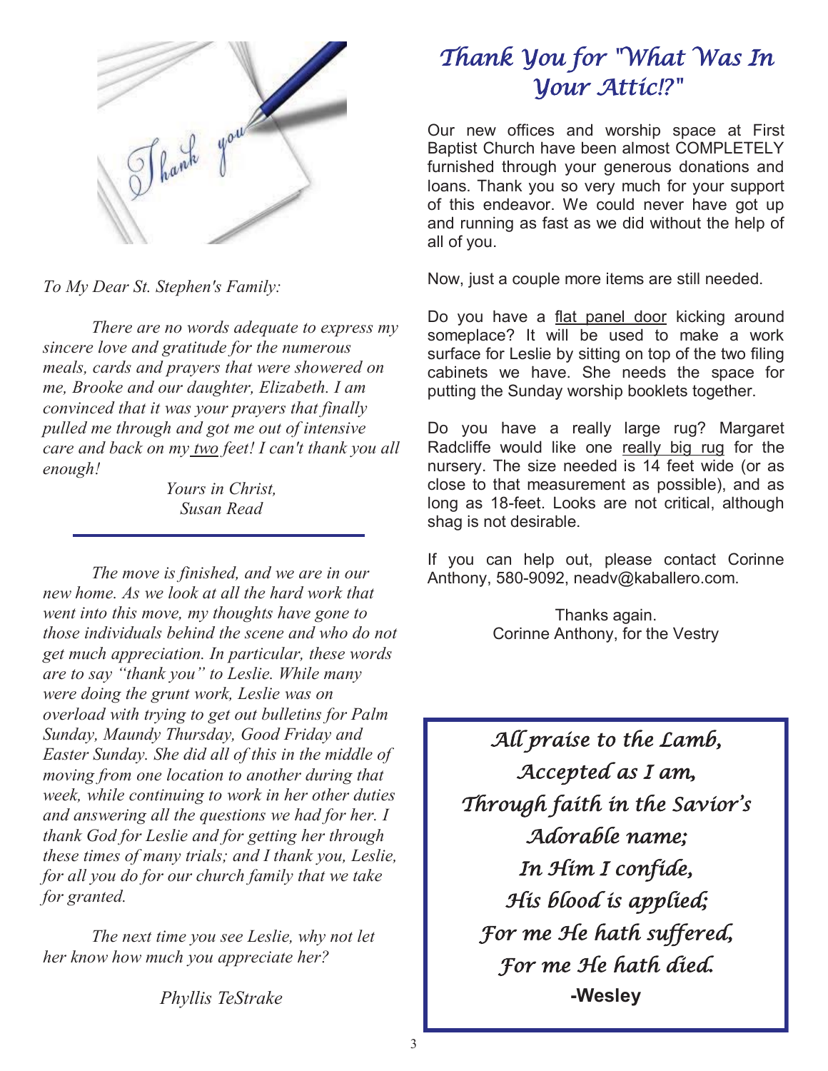*To My Dear St. Stephen's Family:*

*There are no words adequate to express my sincere love and gratitude for the numerous meals, cards and prayers that were showered on me, Brooke and our daughter, Elizabeth. I am convinced that it was your prayers that finally pulled me through and got me out of intensive care and back on my two feet! I can't thank you all enough!*

*Yours in Christ,*
*Susan Read*

---

*The move is finished, and we are in our new home. As we look at all the hard work that went into this move, my thoughts have gone to those individuals behind the scene and who do not get much appreciation. In particular, these words are to say "thank you" to Leslie. While many were doing the grunt work, Leslie was on overload with trying to get out bulletins for Palm Sunday, Maundy Thursday, Good Friday and Easter Sunday. She did all of this in the middle of moving from one location to another during that week, while continuing to work in her other duties and answering all the questions we had for her. I thank God for Leslie and for getting her through these times of many trials; and I thank you, Leslie, for all you do for our church family that we take for granted.*

*The next time you see Leslie, why not let her know how much you appreciate her?*

*Phyllis TeStrake*

# *Thank You for "What Was In Your Attic!?"*

Our new offices and worship space at First Baptist Church have been almost COMPLETELY furnished through your generous donations and loans. Thank you so very much for your support of this endeavor. We could never have got up and running as fast as we did without the help of all of you.

Now, just a couple more items are still needed.

Do you have a flat panel door kicking around someplace? It will be used to make a work surface for Leslie by sitting on top of the two filing cabinets we have. She needs the space for putting the Sunday worship booklets together.

Do you have a really large rug? Margaret Radcliffe would like one really big rug for the nursery. The size needed is 14 feet wide (or as close to that measurement as possible), and as long as 18-feet. Looks are not critical, although shag is not desirable.

If you can help out, please contact Corinne Anthony, 580-9092, neadv@kaballero.com.

Thanks again.
Corinne Anthony, for the Vestry

*All praise to the Lamb,*
*Accepted as I am,*
*Through faith in the Savior's*
*Adorable name;*
*In Him I confide,*
*His blood is applied;*
*For me He hath suffered,*
*For me He hath died.*
**-Wesley**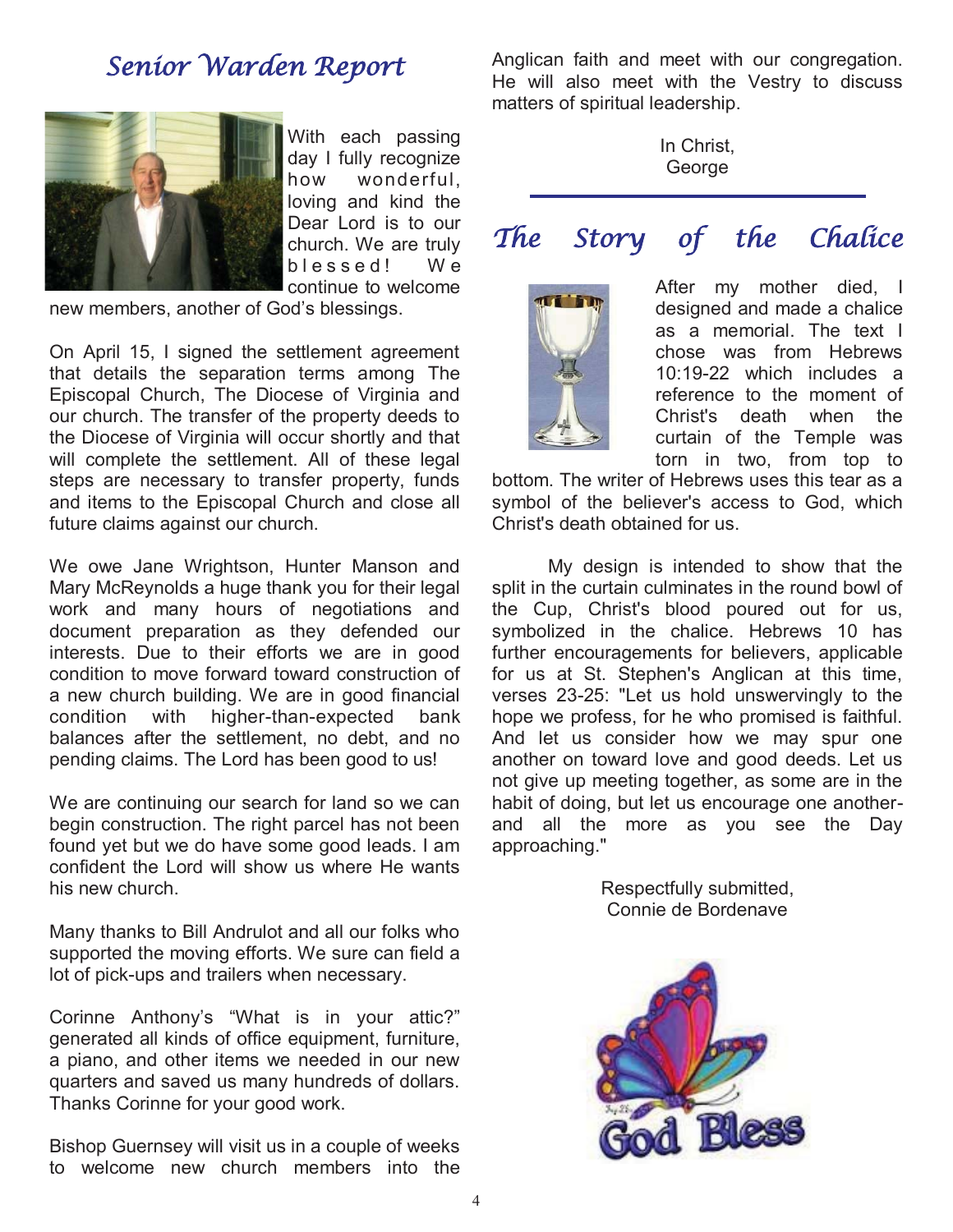## Senior Warden Report

With each passing day I fully recognize how wonderful, loving and kind the Dear Lord is to our church. We are truly blessed! We continue to welcome new members, another of God's blessings.

On April 15, I signed the settlement agreement that details the separation terms among The Episcopal Church, The Diocese of Virginia and our church. The transfer of the property deeds to the Diocese of Virginia will occur shortly and that will complete the settlement. All of these legal steps are necessary to transfer property, funds and items to the Episcopal Church and close all future claims against our church.

We owe Jane Wrightson, Hunter Manson and Mary McReynolds a huge thank you for their legal work and many hours of negotiations and document preparation as they defended our interests. Due to their efforts we are in good condition to move forward toward construction of a new church building. We are in good financial condition with higher-than-expected bank balances after the settlement, no debt, and no pending claims. The Lord has been good to us!

We are continuing our search for land so we can begin construction. The right parcel has not been found yet but we do have some good leads. I am confident the Lord will show us where He wants his new church.

Many thanks to Bill Andrulot and all our folks who supported the moving efforts. We sure can field a lot of pick-ups and trailers when necessary.

Corinne Anthony's "What is in your attic?" generated all kinds of office equipment, furniture, a piano, and other items we needed in our new quarters and saved us many hundreds of dollars. Thanks Corinne for your good work.

Bishop Guernsey will visit us in a couple of weeks to welcome new church members into the Anglican faith and meet with our congregation. He will also meet with the Vestry to discuss matters of spiritual leadership.

In Christ,
George

## The Story of the Chalice

After my mother died, I designed and made a chalice as a memorial. The text I chose was from Hebrews 10:19-22 which includes a reference to the moment of Christ's death when the curtain of the Temple was torn in two, from top to bottom. The writer of Hebrews uses this tear as a symbol of the believer's access to God, which Christ's death obtained for us.

My design is intended to show that the split in the curtain culminates in the round bowl of the Cup, Christ's blood poured out for us, symbolized in the chalice. Hebrews 10 has further encouragements for believers, applicable for us at St. Stephen's Anglican at this time, verses 23-25: "Let us hold unswervingly to the hope we profess, for he who promised is faithful. And let us consider how we may spur one another on toward love and good deeds. Let us not give up meeting together, as some are in the habit of doing, but let us encourage one another- and all the more as you see the Day approaching."

Respectfully submitted,
Connie de Bordenave

God Bless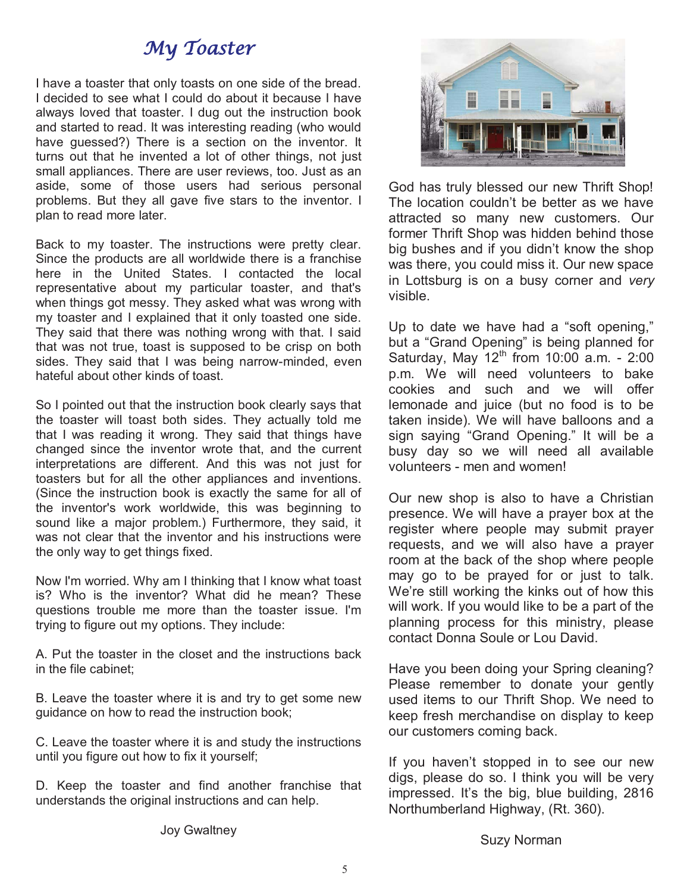# *My Toaster*

I have a toaster that only toasts on one side of the bread. I decided to see what I could do about it because I have always loved that toaster. I dug out the instruction book and started to read. It was interesting reading (who would have guessed?) There is a section on the inventor. It turns out that he invented a lot of other things, not just small appliances. There are user reviews, too. Just as an aside, some of those users had serious personal problems. But they all gave five stars to the inventor. I plan to read more later.

Back to my toaster. The instructions were pretty clear. Since the products are all worldwide there is a franchise here in the United States. I contacted the local representative about my particular toaster, and that's when things got messy. They asked what was wrong with my toaster and I explained that it only toasted one side. They said that there was nothing wrong with that. I said that was not true, toast is supposed to be crisp on both sides. They said that I was being narrow-minded, even hateful about other kinds of toast.

So I pointed out that the instruction book clearly says that the toaster will toast both sides. They actually told me that I was reading it wrong. They said that things have changed since the inventor wrote that, and the current interpretations are different. And this was not just for toasters but for all the other appliances and inventions. (Since the instruction book is exactly the same for all of the inventor's work worldwide, this was beginning to sound like a major problem.) Furthermore, they said, it was not clear that the inventor and his instructions were the only way to get things fixed.

Now I'm worried. Why am I thinking that I know what toast is? Who is the inventor? What did he mean? These questions trouble me more than the toaster issue. I'm trying to figure out my options. They include:

A. Put the toaster in the closet and the instructions back in the file cabinet;

B. Leave the toaster where it is and try to get some new guidance on how to read the instruction book;

C. Leave the toaster where it is and study the instructions until you figure out how to fix it yourself;

D. Keep the toaster and find another franchise that understands the original instructions and can help.

Joy Gwaltney

God has truly blessed our new Thrift Shop! The location couldn't be better as we have attracted so many new customers. Our former Thrift Shop was hidden behind those big bushes and if you didn't know the shop was there, you could miss it. Our new space in Lottsburg is on a busy corner and *very* visible.

Up to date we have had a "soft opening," but a "Grand Opening" is being planned for Saturday, May 12th from 10:00 a.m. - 2:00 p.m. We will need volunteers to bake cookies and such and we will offer lemonade and juice (but no food is to be taken inside). We will have balloons and a sign saying "Grand Opening." It will be a busy day so we will need all available volunteers - men and women!

Our new shop is also to have a Christian presence. We will have a prayer box at the register where people may submit prayer requests, and we will also have a prayer room at the back of the shop where people may go to be prayed for or just to talk. We're still working the kinks out of how this will work. If you would like to be a part of the planning process for this ministry, please contact Donna Soule or Lou David.

Have you been doing your Spring cleaning? Please remember to donate your gently used items to our Thrift Shop. We need to keep fresh merchandise on display to keep our customers coming back.

If you haven't stopped in to see our new digs, please do so. I think you will be very impressed. It's the big, blue building, 2816 Northumberland Highway, (Rt. 360).

Suzy Norman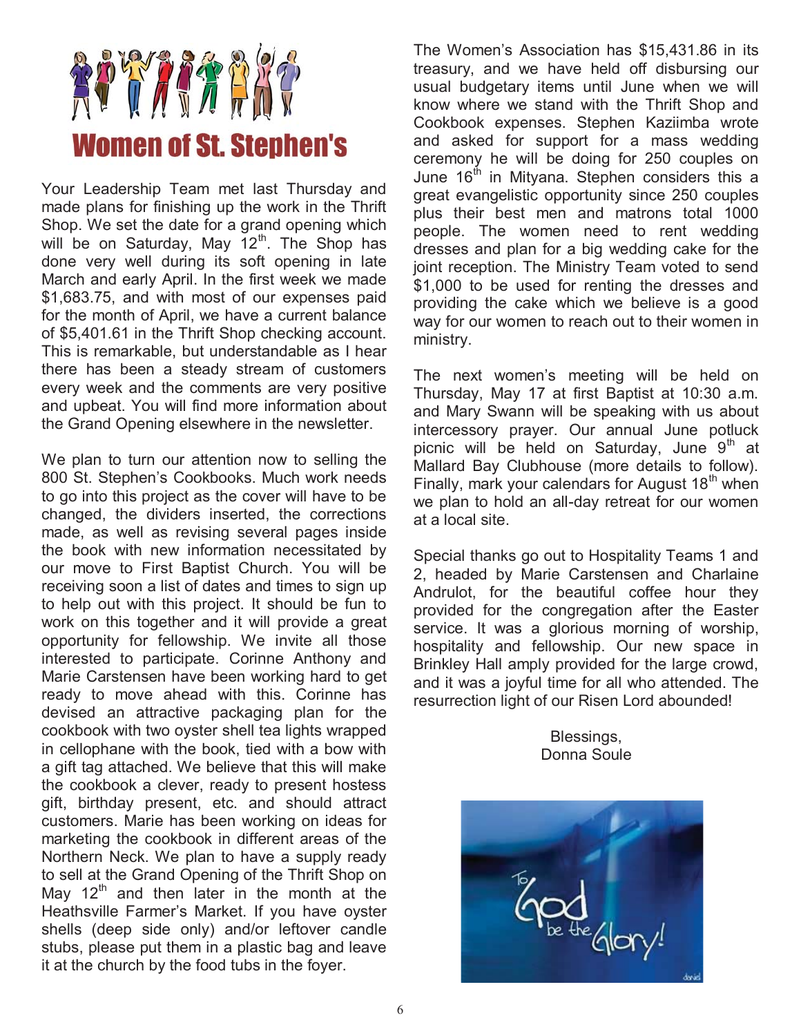# Women of St. Stephen's

Your Leadership Team met last Thursday and made plans for finishing up the work in the Thrift Shop. We set the date for a grand opening which will be on Saturday, May 12th. The Shop has done very well during its soft opening in late March and early April. In the first week we made $1,683.75, and with most of our expenses paid for the month of April, we have a current balance of $5,401.61 in the Thrift Shop checking account. This is remarkable, but understandable as I hear there has been a steady stream of customers every week and the comments are very positive and upbeat. You will find more information about the Grand Opening elsewhere in the newsletter.

We plan to turn our attention now to selling the 800 St. Stephen's Cookbooks. Much work needs to go into this project as the cover will have to be changed, the dividers inserted, the corrections made, as well as revising several pages inside the book with new information necessitated by our move to First Baptist Church. You will be receiving soon a list of dates and times to sign up to help out with this project. It should be fun to work on this together and it will provide a great opportunity for fellowship. We invite all those interested to participate. Corinne Anthony and Marie Carstensen have been working hard to get ready to move ahead with this. Corinne has devised an attractive packaging plan for the cookbook with two oyster shell tea lights wrapped in cellophane with the book, tied with a bow with a gift tag attached. We believe that this will make the cookbook a clever, ready to present hostess gift, birthday present, etc. and should attract customers. Marie has been working on ideas for marketing the cookbook in different areas of the Northern Neck. We plan to have a supply ready to sell at the Grand Opening of the Thrift Shop on May 12th and then later in the month at the Heathsville Farmer's Market. If you have oyster shells (deep side only) and/or leftover candle stubs, please put them in a plastic bag and leave it at the church by the food tubs in the foyer.

The Women's Association has $15,431.86 in its treasury, and we have held off disbursing our usual budgetary items until June when we will know where we stand with the Thrift Shop and Cookbook expenses. Stephen Kaziimba wrote and asked for support for a mass wedding ceremony he will be doing for 250 couples on June 16th in Mityana. Stephen considers this a great evangelistic opportunity since 250 couples plus their best men and matrons total 1000 people. The women need to rent wedding dresses and plan for a big wedding cake for the joint reception. The Ministry Team voted to send $1,000 to be used for renting the dresses and providing the cake which we believe is a good way for our women to reach out to their women in ministry.

The next women's meeting will be held on Thursday, May 17 at first Baptist at 10:30 a.m. and Mary Swann will be speaking with us about intercessory prayer. Our annual June potluck picnic will be held on Saturday, June 9th at Mallard Bay Clubhouse (more details to follow). Finally, mark your calendars for August 18th when we plan to hold an all-day retreat for our women at a local site.

Special thanks go out to Hospitality Teams 1 and 2, headed by Marie Carstensen and Charlaine Andrulot, for the beautiful coffee hour they provided for the congregation after the Easter service. It was a glorious morning of worship, hospitality and fellowship. Our new space in Brinkley Hall amply provided for the large crowd, and it was a joyful time for all who attended. The resurrection light of our Risen Lord abounded!

Blessings,
Donna Soule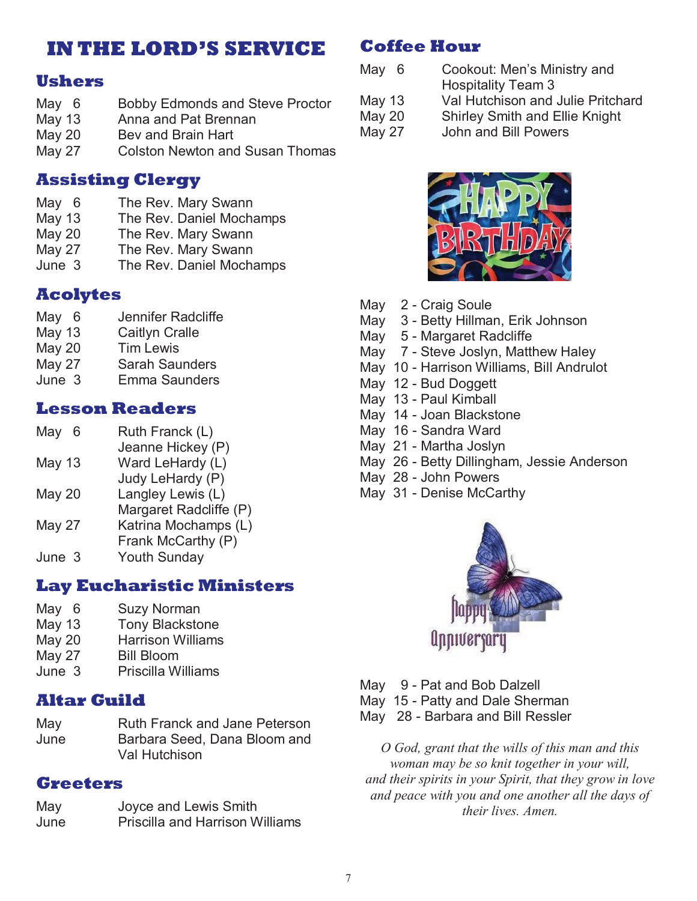# IN THE LORD'S SERVICE

## Ushers

| | |
|---|---|
| May 6 | Bobby Edmonds and Steve Proctor |
| May 13 | Anna and Pat Brennan |
| May 20 | Bev and Brain Hart |
| May 27 | Colston Newton and Susan Thomas |

## Assisting Clergy

| | |
|---|---|
| May 6 | The Rev. Mary Swann |
| May 13 | The Rev. Daniel Mochamps |
| May 20 | The Rev. Mary Swann |
| May 27 | The Rev. Mary Swann |
| June 3 | The Rev. Daniel Mochamps |

## Acolytes

| | |
|---|---|
| May 6 | Jennifer Radcliffe |
| May 13 | Caitlyn Cralle |
| May 20 | Tim Lewis |
| May 27 | Sarah Saunders |
| June 3 | Emma Saunders |

## Lesson Readers

| | |
|---|---|
| May 6 | Ruth Franck (L)<br>Jeanne Hickey (P) |
| May 13 | Ward LeHardy (L)<br>Judy LeHardy (P) |
| May 20 | Langley Lewis (L)<br>Margaret Radcliffe (P) |
| May 27 | Katrina Mochamps (L)<br>Frank McCarthy (P) |
| June 3 | Youth Sunday |

## Lay Eucharistic Ministers

| | |
|---|---|
| May 6 | Suzy Norman |
| May 13 | Tony Blackstone |
| May 20 | Harrison Williams |
| May 27 | Bill Bloom |
| June 3 | Priscilla Williams |

## Altar Guild

| | |
|---|---|
| May | Ruth Franck and Jane Peterson |
| June | Barbara Seed, Dana Bloom and Val Hutchison |

## Greeters

| | |
|---|---|
| May | Joyce and Lewis Smith |
| June | Priscilla and Harrison Williams |

## Coffee Hour

| | |
|---|---|
| May 6 | Cookout: Men's Ministry and Hospitality Team 3 |
| May 13 | Val Hutchison and Julie Pritchard |
| May 20 | Shirley Smith and Ellie Knight |
| May 27 | John and Bill Powers |

## Happy Birthday

- May 2 - Craig Soule
- May 3 - Betty Hillman, Erik Johnson
- May 5 - Margaret Radcliffe
- May 7 - Steve Joslyn, Matthew Haley
- May 10 - Harrison Williams, Bill Andrulot
- May 12 - Bud Doggett
- May 13 - Paul Kimball
- May 14 - Joan Blackstone
- May 16 - Sandra Ward
- May 21 - Martha Joslyn
- May 26 - Betty Dillingham, Jessie Anderson
- May 28 - John Powers
- May 31 - Denise McCarthy

## Happy Anniversary

- May 9 - Pat and Bob Dalzell
- May 15 - Patty and Dale Sherman
- May 28 - Barbara and Bill Ressler

*O God, grant that the wills of this man and this woman may be so knit together in your will, and their spirits in your Spirit, that they grow in love and peace with you and one another all the days of their lives. Amen.*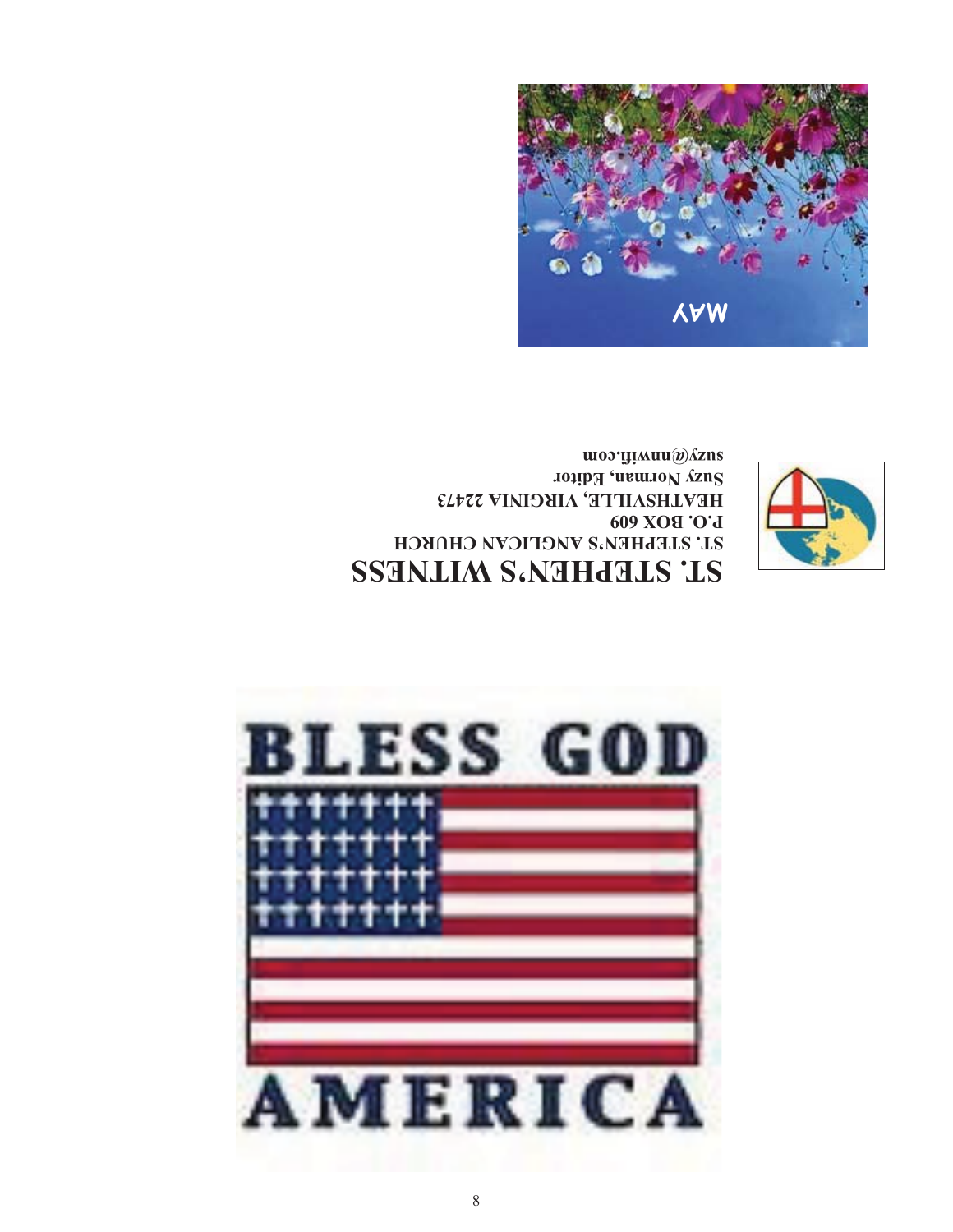MAY

# ST. STEPHEN'S WITNESS

**ST. STEPHEN'S ANGLICAN CHURCH**
**P.O. BOX 609**
**HEATHSVILLE, VIRGINIA 22473**
**Suzy Norman, Editor**
**suzy@nnwifi.com**

BLESS GOD

AMERICA